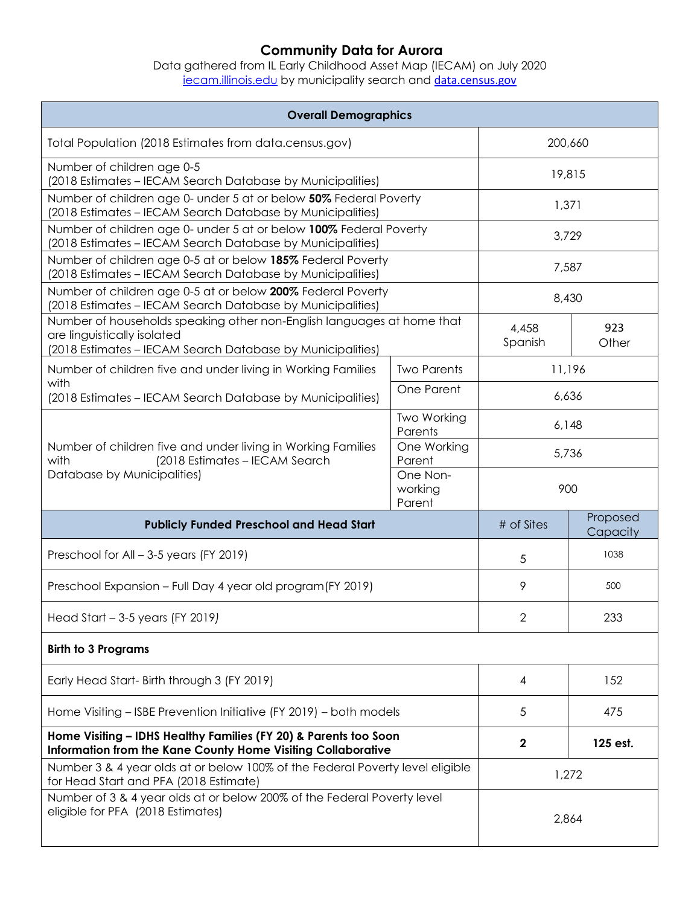# Community Data for Aurora

Data gathered from IL Early Childhood Asset Map (IECAM) on July 2020
iecam.illinois.edu by municipality search and data.census.gov

| Overall Demographics | | | |
|---|---|---|---|
| Total Population (2018 Estimates from data.census.gov) | | 200,660 | |
| Number of children age 0-5 (2018 Estimates – IECAM Search Database by Municipalities) | | 19,815 | |
| Number of children age 0- under 5 at or below **50%** Federal Poverty (2018 Estimates – IECAM Search Database by Municipalities) | | 1,371 | |
| Number of children age 0- under 5 at or below **100%** Federal Poverty (2018 Estimates – IECAM Search Database by Municipalities) | | 3,729 | |
| Number of children age 0-5 at or below **185%** Federal Poverty (2018 Estimates – IECAM Search Database by Municipalities) | | 7,587 | |
| Number of children age 0-5 at or below **200%** Federal Poverty (2018 Estimates – IECAM Search Database by Municipalities) | | 8,430 | |
| Number of households speaking other non-English languages at home that are linguistically isolated (2018 Estimates – IECAM Search Database by Municipalities) | | 4,458 Spanish | 923 Other |
| Number of children five and under living in Working Families with (2018 Estimates – IECAM Search Database by Municipalities) | Two Parents | 11,196 | |
| | One Parent | 6,636 | |
| Number of children five and under living in Working Families with (2018 Estimates – IECAM Search Database by Municipalities) | Two Working Parents | 6,148 | |
| | One Working Parent | 5,736 | |
| | One Non-working Parent | 900 | |
| **Publicly Funded Preschool and Head Start** | | # of Sites | Proposed Capacity |
| Preschool for All – 3-5 years (FY 2019) | | 5 | 1038 |
| Preschool Expansion – Full Day 4 year old program(FY 2019) | | 9 | 500 |
| Head Start – 3-5 years (FY 2019) | | 2 | 233 |
| **Birth to 3 Programs** | | | |
| Early Head Start- Birth through 3 (FY 2019) | | 4 | 152 |
| Home Visiting – ISBE Prevention Initiative (FY 2019) – both models | | 5 | 475 |
| **Home Visiting – IDHS Healthy Families (FY 20) & Parents too Soon Information from the Kane County Home Visiting Collaborative** | | **2** | **125 est.** |
| Number 3 & 4 year olds at or below 100% of the Federal Poverty level eligible for Head Start and PFA (2018 Estimate) | | 1,272 | |
| Number of 3 & 4 year olds at or below 200% of the Federal Poverty level eligible for PFA (2018 Estimates) | | 2,864 | |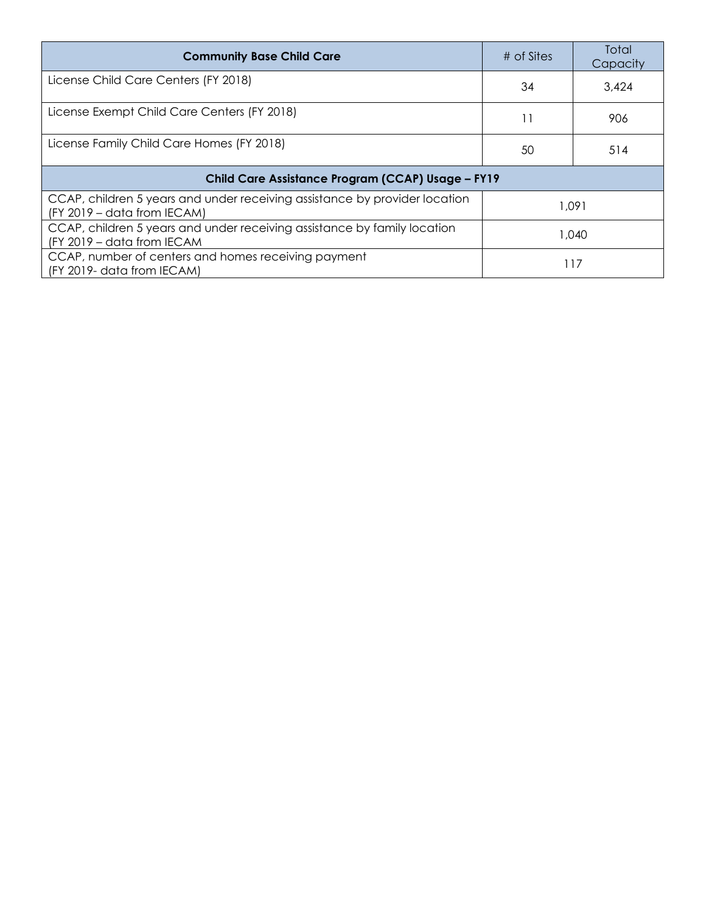| Community Base Child Care | # of Sites | Total Capacity |
|---|---|---|
| License Child Care Centers (FY 2018) | 34 | 3,424 |
| License Exempt Child Care Centers (FY 2018) | 11 | 906 |
| License Family Child Care Homes (FY 2018) | 50 | 514 |
| **Child Care Assistance Program (CCAP) Usage – FY19** | | |
| CCAP, children 5 years and under receiving assistance by provider location (FY 2019 – data from IECAM) | 1,091 | |
| CCAP, children 5 years and under receiving assistance by family location (FY 2019 – data from IECAM | 1,040 | |
| CCAP, number of centers and homes receiving payment (FY 2019- data from IECAM) | 117 | |